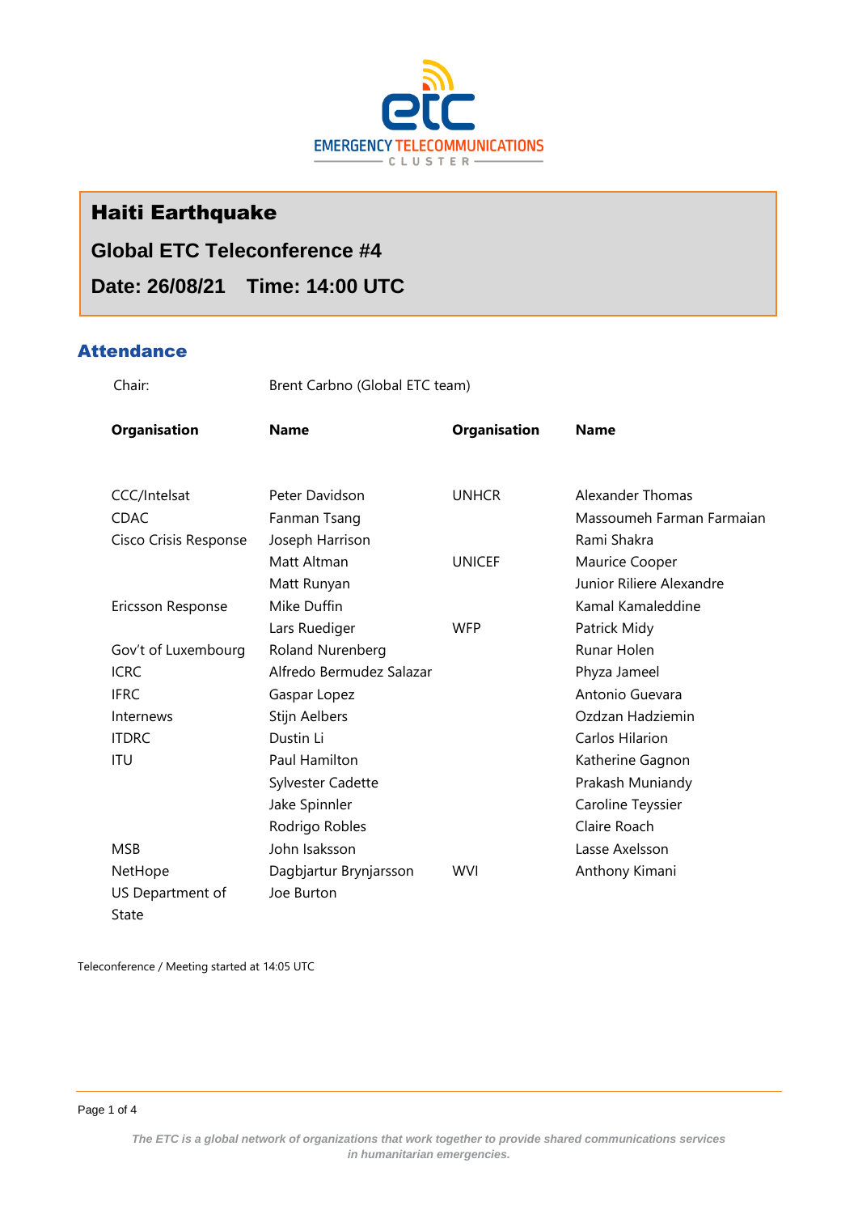# Haiti Earthquake

## Global ETC Teleconference #4

## Date: 26/08/21 Time: 14:00 UTC

## Attendance

Chair: Brent Carbno (Global ETC team)

| Organisation | Name | Organisation | Name |
|---|---|---|---|
| CCC/Intelsat | Peter Davidson | UNHCR | Alexander Thomas |
| CDAC | Fanman Tsang | | Massoumeh Farman Farmaian |
| Cisco Crisis Response | Joseph Harrison | | Rami Shakra |
| | Matt Altman | UNICEF | Maurice Cooper |
| | Matt Runyan | | Junior Riliere Alexandre |
| Ericsson Response | Mike Duffin | | Kamal Kamaleddine |
| | Lars Ruediger | WFP | Patrick Midy |
| Gov't of Luxembourg | Roland Nurenberg | | Runar Holen |
| ICRC | Alfredo Bermudez Salazar | | Phyza Jameel |
| IFRC | Gaspar Lopez | | Antonio Guevara |
| Internews | Stijn Aelbers | | Ozdzan Hadziemin |
| ITDRC | Dustin Li | | Carlos Hilarion |
| ITU | Paul Hamilton | | Katherine Gagnon |
| | Sylvester Cadette | | Prakash Muniandy |
| | Jake Spinnler | | Caroline Teyssier |
| | Rodrigo Robles | | Claire Roach |
| MSB | John Isaksson | | Lasse Axelsson |
| NetHope | Dagbjartur Brynjarsson | WVI | Anthony Kimani |
| US Department of State | Joe Burton | | |

Teleconference / Meeting started at 14:05 UTC

*The ETC is a global network of organizations that work together to provide shared communications services in humanitarian emergencies.*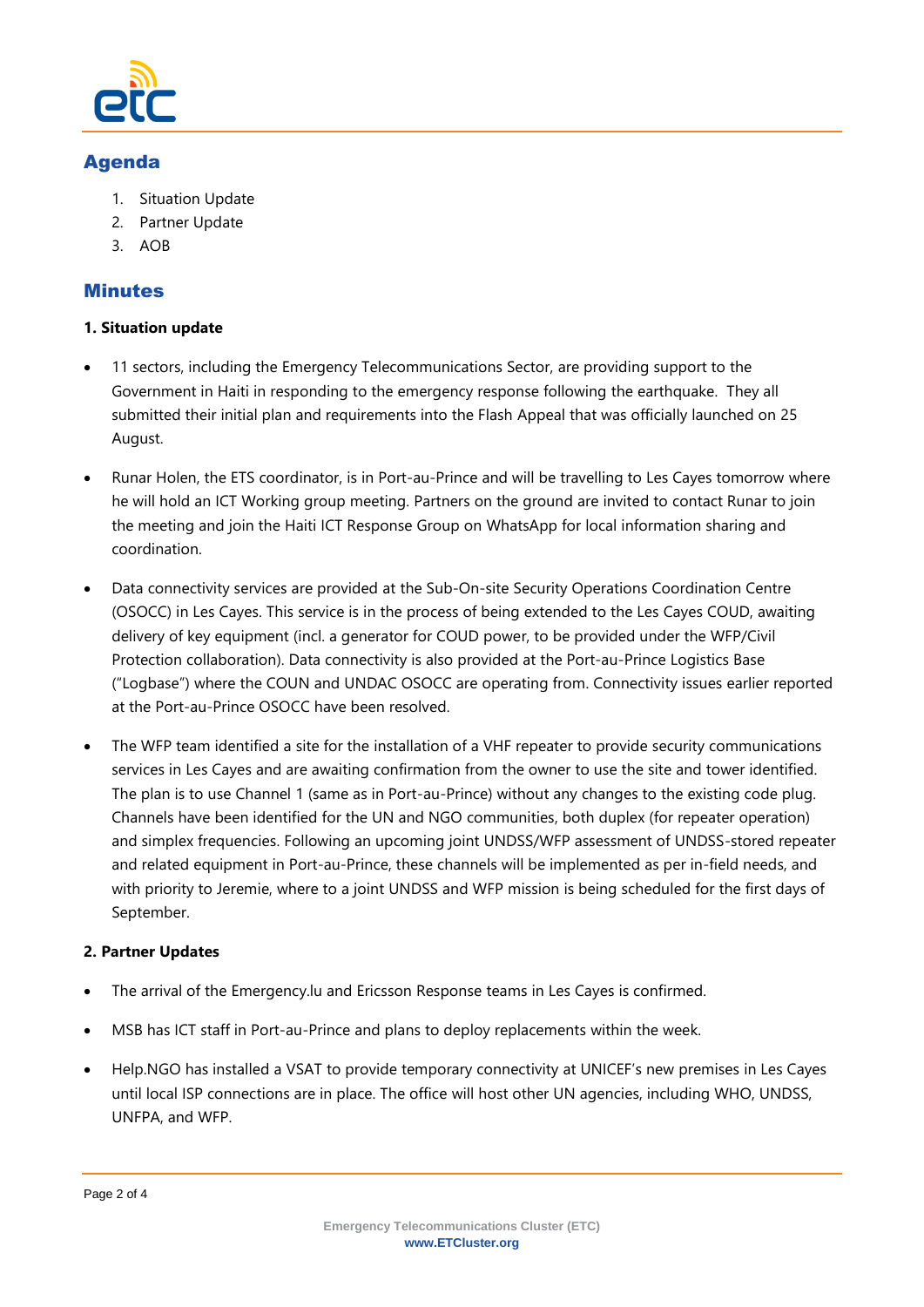## Agenda

1. Situation Update
2. Partner Update
3. AOB

## Minutes

**1. Situation update**

- 11 sectors, including the Emergency Telecommunications Sector, are providing support to the Government in Haiti in responding to the emergency response following the earthquake. They all submitted their initial plan and requirements into the Flash Appeal that was officially launched on 25 August.

- Runar Holen, the ETS coordinator, is in Port-au-Prince and will be travelling to Les Cayes tomorrow where he will hold an ICT Working group meeting. Partners on the ground are invited to contact Runar to join the meeting and join the Haiti ICT Response Group on WhatsApp for local information sharing and coordination.

- Data connectivity services are provided at the Sub-On-site Security Operations Coordination Centre (OSOCC) in Les Cayes. This service is in the process of being extended to the Les Cayes COUD, awaiting delivery of key equipment (incl. a generator for COUD power, to be provided under the WFP/Civil Protection collaboration). Data connectivity is also provided at the Port-au-Prince Logistics Base ("Logbase") where the COUN and UNDAC OSOCC are operating from. Connectivity issues earlier reported at the Port-au-Prince OSOCC have been resolved.

- The WFP team identified a site for the installation of a VHF repeater to provide security communications services in Les Cayes and are awaiting confirmation from the owner to use the site and tower identified. The plan is to use Channel 1 (same as in Port-au-Prince) without any changes to the existing code plug. Channels have been identified for the UN and NGO communities, both duplex (for repeater operation) and simplex frequencies. Following an upcoming joint UNDSS/WFP assessment of UNDSS-stored repeater and related equipment in Port-au-Prince, these channels will be implemented as per in-field needs, and with priority to Jeremie, where to a joint UNDSS and WFP mission is being scheduled for the first days of September.

**2. Partner Updates**

- The arrival of the Emergency.lu and Ericsson Response teams in Les Cayes is confirmed.

- MSB has ICT staff in Port-au-Prince and plans to deploy replacements within the week.

- Help.NGO has installed a VSAT to provide temporary connectivity at UNICEF's new premises in Les Cayes until local ISP connections are in place. The office will host other UN agencies, including WHO, UNDSS, UNFPA, and WFP.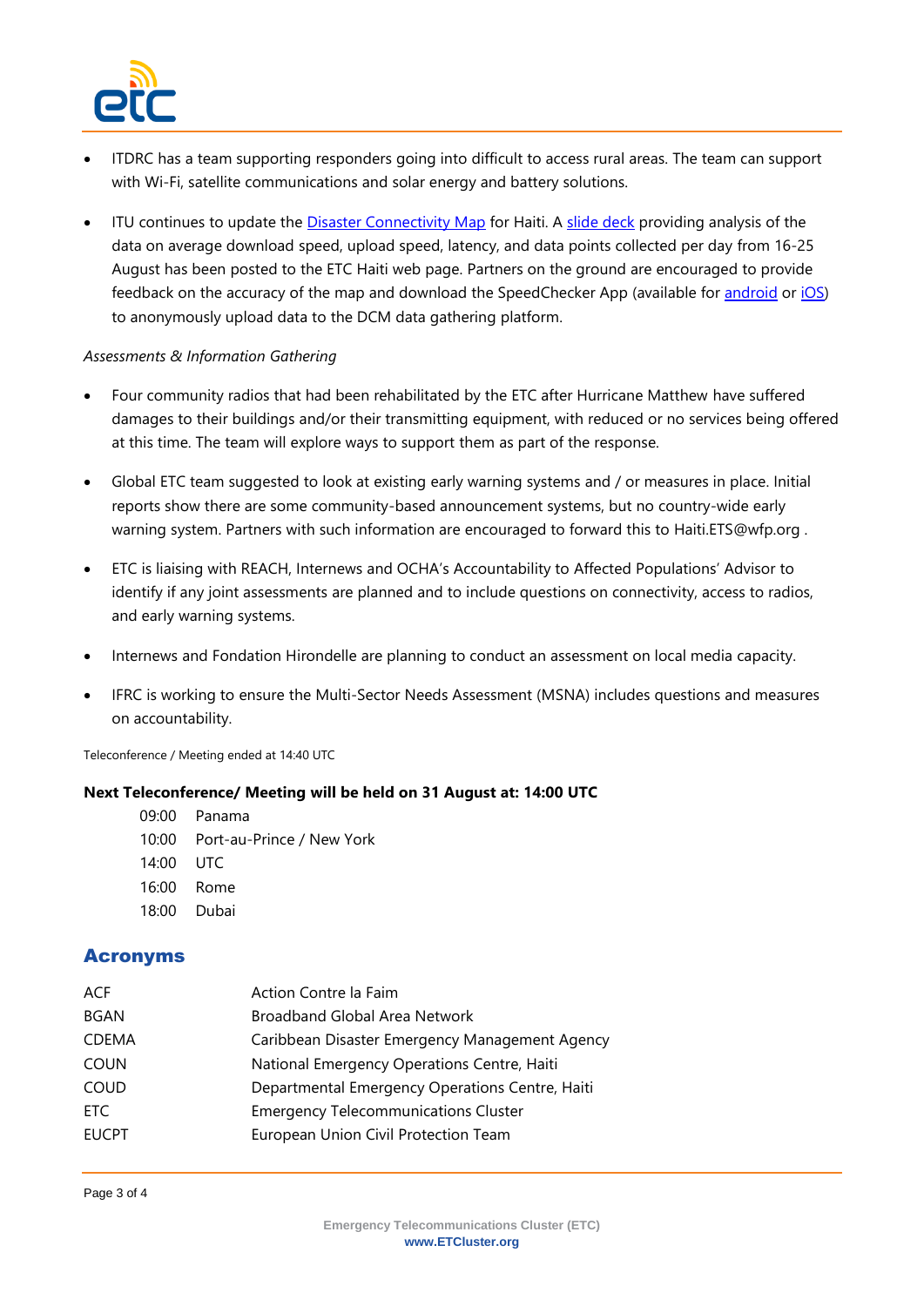- ITDRC has a team supporting responders going into difficult to access rural areas. The team can support with Wi-Fi, satellite communications and solar energy and battery solutions.

- ITU continues to update the Disaster Connectivity Map for Haiti. A slide deck providing analysis of the data on average download speed, upload speed, latency, and data points collected per day from 16-25 August has been posted to the ETC Haiti web page. Partners on the ground are encouraged to provide feedback on the accuracy of the map and download the SpeedChecker App (available for android or iOS) to anonymously upload data to the DCM data gathering platform.

*Assessments & Information Gathering*

- Four community radios that had been rehabilitated by the ETC after Hurricane Matthew have suffered damages to their buildings and/or their transmitting equipment, with reduced or no services being offered at this time. The team will explore ways to support them as part of the response.

- Global ETC team suggested to look at existing early warning systems and / or measures in place. Initial reports show there are some community-based announcement systems, but no country-wide early warning system. Partners with such information are encouraged to forward this to Haiti.ETS@wfp.org .

- ETC is liaising with REACH, Internews and OCHA's Accountability to Affected Populations' Advisor to identify if any joint assessments are planned and to include questions on connectivity, access to radios, and early warning systems.

- Internews and Fondation Hirondelle are planning to conduct an assessment on local media capacity.

- IFRC is working to ensure the Multi-Sector Needs Assessment (MSNA) includes questions and measures on accountability.

Teleconference / Meeting ended at 14:40 UTC

**Next Teleconference/ Meeting will be held on 31 August at: 14:00 UTC**

| | |
|---|---|
| 09:00 | Panama |
| 10:00 | Port-au-Prince / New York |
| 14:00 | UTC |
| 16:00 | Rome |
| 18:00 | Dubai |

## Acronyms

| | |
|---|---|
| ACF | Action Contre la Faim |
| BGAN | Broadband Global Area Network |
| CDEMA | Caribbean Disaster Emergency Management Agency |
| COUN | National Emergency Operations Centre, Haiti |
| COUD | Departmental Emergency Operations Centre, Haiti |
| ETC | Emergency Telecommunications Cluster |
| EUCPT | European Union Civil Protection Team |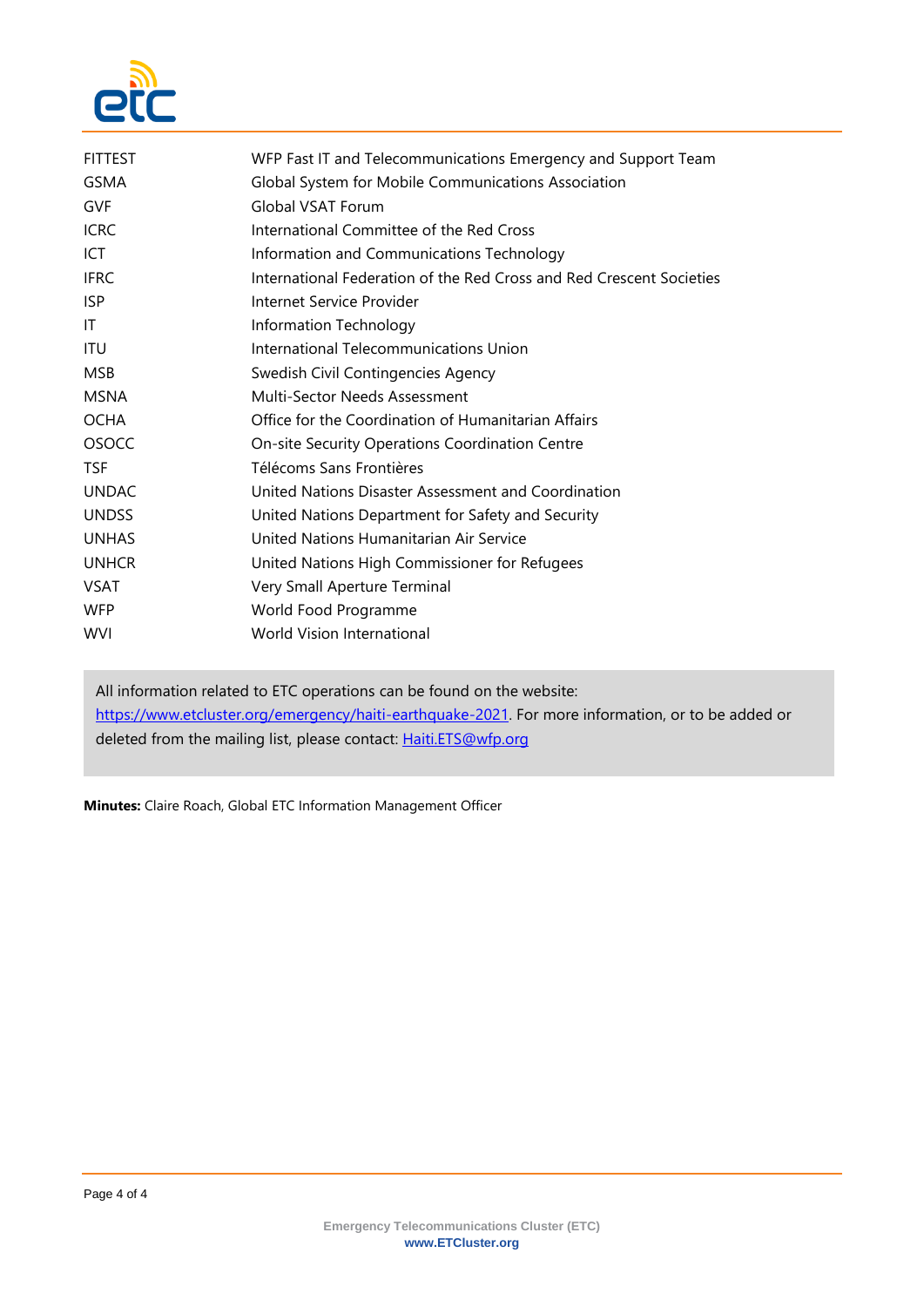| | |
|---|---|
| FITTEST | WFP Fast IT and Telecommunications Emergency and Support Team |
| GSMA | Global System for Mobile Communications Association |
| GVF | Global VSAT Forum |
| ICRC | International Committee of the Red Cross |
| ICT | Information and Communications Technology |
| IFRC | International Federation of the Red Cross and Red Crescent Societies |
| ISP | Internet Service Provider |
| IT | Information Technology |
| ITU | International Telecommunications Union |
| MSB | Swedish Civil Contingencies Agency |
| MSNA | Multi-Sector Needs Assessment |
| OCHA | Office for the Coordination of Humanitarian Affairs |
| OSOCC | On-site Security Operations Coordination Centre |
| TSF | Télécoms Sans Frontières |
| UNDAC | United Nations Disaster Assessment and Coordination |
| UNDSS | United Nations Department for Safety and Security |
| UNHAS | United Nations Humanitarian Air Service |
| UNHCR | United Nations High Commissioner for Refugees |
| VSAT | Very Small Aperture Terminal |
| WFP | World Food Programme |
| WVI | World Vision International |

All information related to ETC operations can be found on the website: https://www.etcluster.org/emergency/haiti-earthquake-2021. For more information, or to be added or deleted from the mailing list, please contact: Haiti.ETS@wfp.org

**Minutes:** Claire Roach, Global ETC Information Management Officer